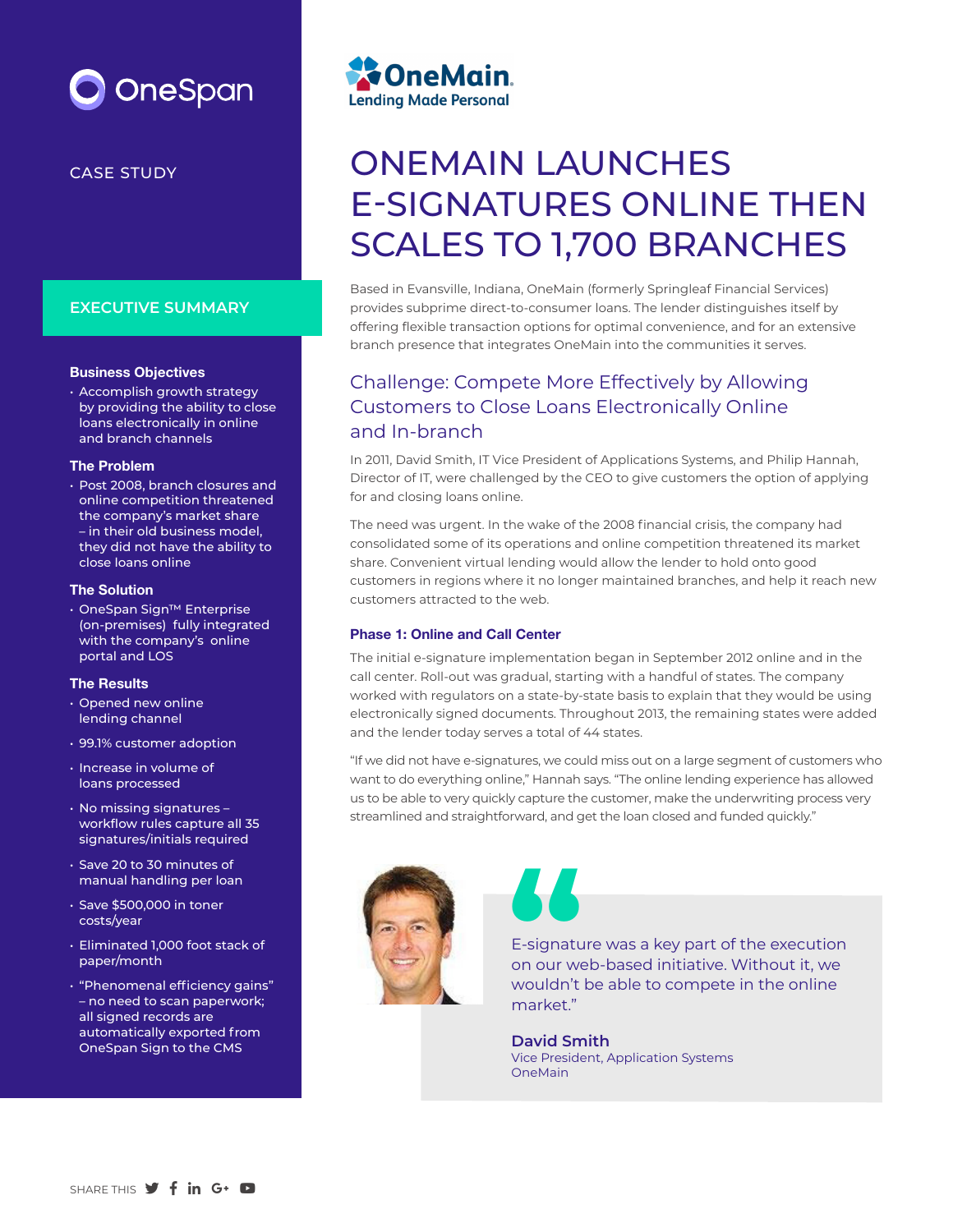OneSpan

CASE STUDY

OneMain
Lending Made Personal

# ONEMAIN LAUNCHES E-SIGNATURES ONLINE THEN SCALES TO 1,700 BRANCHES

## EXECUTIVE SUMMARY

### Business Objectives

- Accomplish growth strategy by providing the ability to close loans electronically in online and branch channels

### The Problem

- Post 2008, branch closures and online competition threatened the company's market share – in their old business model, they did not have the ability to close loans online

### The Solution

- OneSpan Sign™ Enterprise (on-premises) fully integrated with the company's online portal and LOS

### The Results

- Opened new online lending channel
- 99.1% customer adoption
- Increase in volume of loans processed
- No missing signatures – workflow rules capture all 35 signatures/initials required
- Save 20 to 30 minutes of manual handling per loan
- Save $500,000 in toner costs/year
- Eliminated 1,000 foot stack of paper/month
- "Phenomenal efficiency gains" – no need to scan paperwork; all signed records are automatically exported from OneSpan Sign to the CMS

Based in Evansville, Indiana, OneMain (formerly Springleaf Financial Services) provides subprime direct-to-consumer loans. The lender distinguishes itself by offering flexible transaction options for optimal convenience, and for an extensive branch presence that integrates OneMain into the communities it serves.

## Challenge: Compete More Effectively by Allowing Customers to Close Loans Electronically Online and In-branch

In 2011, David Smith, IT Vice President of Applications Systems, and Philip Hannah, Director of IT, were challenged by the CEO to give customers the option of applying for and closing loans online.

The need was urgent. In the wake of the 2008 financial crisis, the company had consolidated some of its operations and online competition threatened its market share. Convenient virtual lending would allow the lender to hold onto good customers in regions where it no longer maintained branches, and help it reach new customers attracted to the web.

### Phase 1: Online and Call Center

The initial e-signature implementation began in September 2012 online and in the call center. Roll-out was gradual, starting with a handful of states. The company worked with regulators on a state-by-state basis to explain that they would be using electronically signed documents. Throughout 2013, the remaining states were added and the lender today serves a total of 44 states.

"If we did not have e-signatures, we could miss out on a large segment of customers who want to do everything online," Hannah says. "The online lending experience has allowed us to be able to very quickly capture the customer, make the underwriting process very streamlined and straightforward, and get the loan closed and funded quickly."

> E-signature was a key part of the execution on our web-based initiative. Without it, we wouldn't be able to compete in the online market."
>
> **David Smith**
> Vice President, Application Systems
> OneMain

SHARE THIS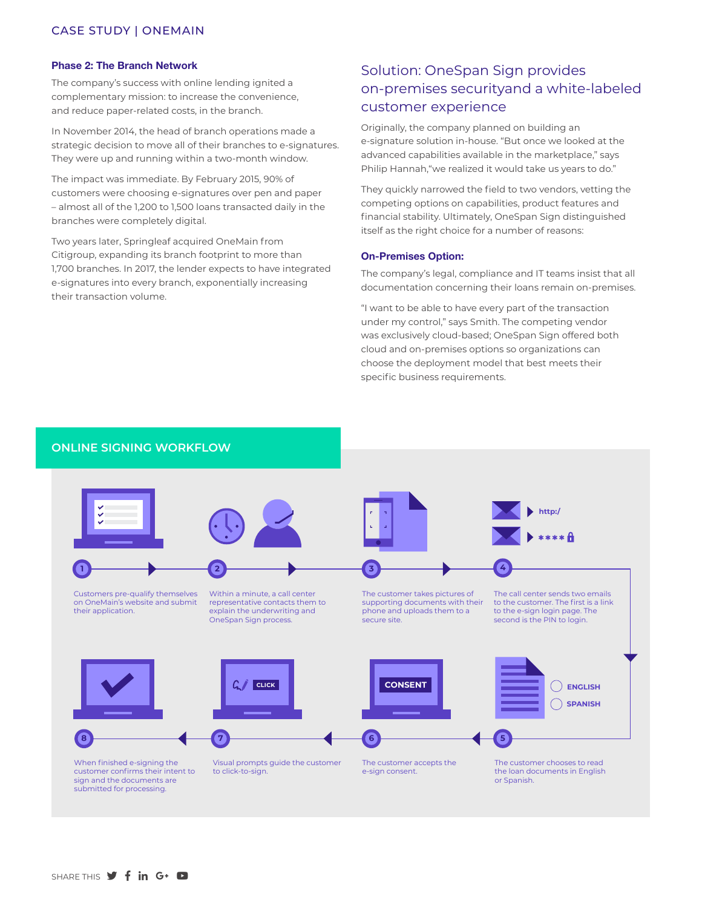### Phase 2: The Branch Network

The company's success with online lending ignited a complementary mission: to increase the convenience, and reduce paper-related costs, in the branch.

In November 2014, the head of branch operations made a strategic decision to move all of their branches to e-signatures. They were up and running within a two-month window.

The impact was immediate. By February 2015, 90% of customers were choosing e-signatures over pen and paper – almost all of the 1,200 to 1,500 loans transacted daily in the branches were completely digital.

Two years later, Springleaf acquired OneMain from Citigroup, expanding its branch footprint to more than 1,700 branches. In 2017, the lender expects to have integrated e-signatures into every branch, exponentially increasing their transaction volume.

## Solution: OneSpan Sign provides on-premises securityand a white-labeled customer experience

Originally, the company planned on building an e-signature solution in-house. "But once we looked at the advanced capabilities available in the marketplace," says Philip Hannah,"we realized it would take us years to do."

They quickly narrowed the field to two vendors, vetting the competing options on capabilities, product features and financial stability. Ultimately, OneSpan Sign distinguished itself as the right choice for a number of reasons:

### On-Premises Option:

The company's legal, compliance and IT teams insist that all documentation concerning their loans remain on-premises.

"I want to be able to have every part of the transaction under my control," says Smith. The competing vendor was exclusively cloud-based; OneSpan Sign offered both cloud and on-premises options so organizations can choose the deployment model that best meets their specific business requirements.

## ONLINE SIGNING WORKFLOW

1. Customers pre-qualify themselves on OneMain's website and submit their application.
2. Within a minute, a call center representative contacts them to explain the underwriting and OneSpan Sign process.
3. The customer takes pictures of supporting documents with their phone and uploads them to a secure site.
4. The call center sends two emails to the customer. The first is a link to the e-sign login page. The second is the PIN to login.
5. The customer chooses to read the loan documents in English or Spanish.
6. The customer accepts the e-sign consent.
7. Visual prompts guide the customer to click-to-sign.
8. When finished e-signing the customer confirms their intent to sign and the documents are submitted for processing.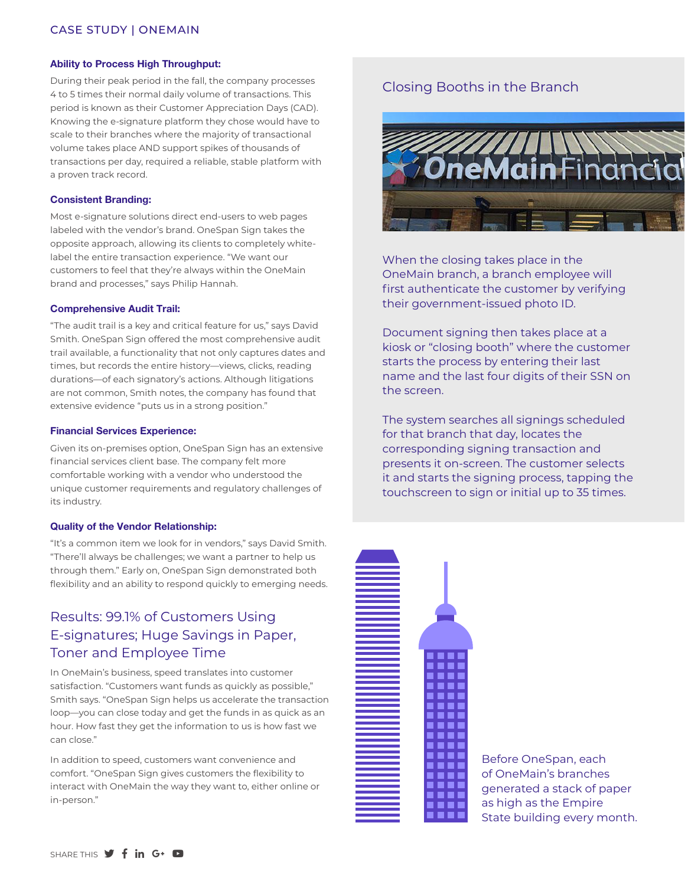### Ability to Process High Throughput:

During their peak period in the fall, the company processes 4 to 5 times their normal daily volume of transactions. This period is known as their Customer Appreciation Days (CAD). Knowing the e-signature platform they chose would have to scale to their branches where the majority of transactional volume takes place AND support spikes of thousands of transactions per day, required a reliable, stable platform with a proven track record.

### Consistent Branding:

Most e-signature solutions direct end-users to web pages labeled with the vendor's brand. OneSpan Sign takes the opposite approach, allowing its clients to completely white-label the entire transaction experience. "We want our customers to feel that they're always within the OneMain brand and processes," says Philip Hannah.

### Comprehensive Audit Trail:

"The audit trail is a key and critical feature for us," says David Smith. OneSpan Sign offered the most comprehensive audit trail available, a functionality that not only captures dates and times, but records the entire history—views, clicks, reading durations—of each signatory's actions. Although litigations are not common, Smith notes, the company has found that extensive evidence "puts us in a strong position."

### Financial Services Experience:

Given its on-premises option, OneSpan Sign has an extensive financial services client base. The company felt more comfortable working with a vendor who understood the unique customer requirements and regulatory challenges of its industry.

### Quality of the Vendor Relationship:

"It's a common item we look for in vendors," says David Smith. "There'll always be challenges; we want a partner to help us through them." Early on, OneSpan Sign demonstrated both flexibility and an ability to respond quickly to emerging needs.

## Results: 99.1% of Customers Using E-signatures; Huge Savings in Paper, Toner and Employee Time

In OneMain's business, speed translates into customer satisfaction. "Customers want funds as quickly as possible," Smith says. "OneSpan Sign helps us accelerate the transaction loop—you can close today and get the funds in as quick as an hour. How fast they get the information to us is how fast we can close."

In addition to speed, customers want convenience and comfort. "OneSpan Sign gives customers the flexibility to interact with OneMain the way they want to, either online or in-person."

## Closing Booths in the Branch

When the closing takes place in the OneMain branch, a branch employee will first authenticate the customer by verifying their government-issued photo ID.

Document signing then takes place at a kiosk or "closing booth" where the customer starts the process by entering their last name and the last four digits of their SSN on the screen.

The system searches all signings scheduled for that branch that day, locates the corresponding signing transaction and presents it on-screen. The customer selects it and starts the signing process, tapping the touchscreen to sign or initial up to 35 times.

Before OneSpan, each of OneMain's branches generated a stack of paper as high as the Empire State building every month.

SHARE THIS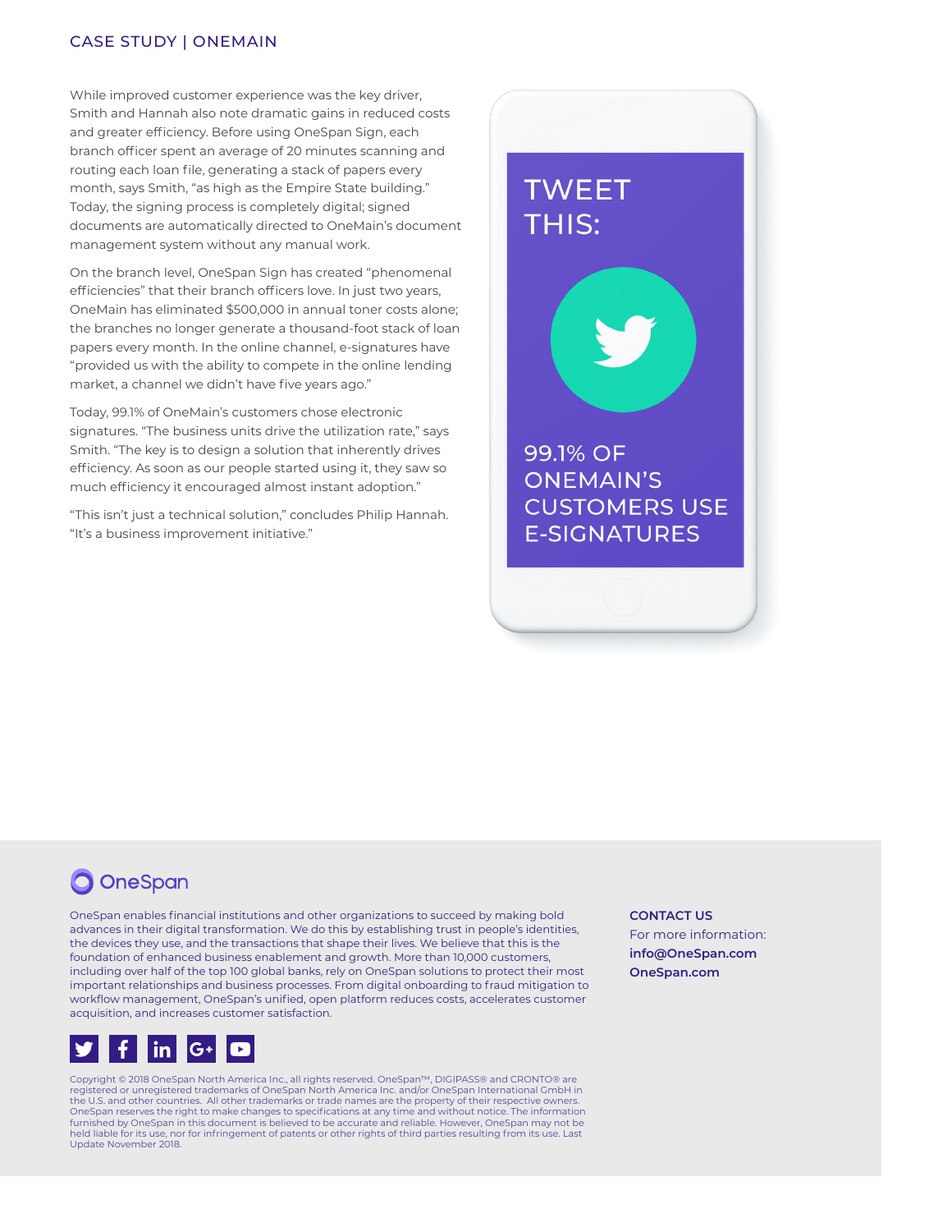While improved customer experience was the key driver, Smith and Hannah also note dramatic gains in reduced costs and greater efficiency. Before using OneSpan Sign, each branch officer spent an average of 20 minutes scanning and routing each loan file, generating a stack of papers every month, says Smith, "as high as the Empire State building." Today, the signing process is completely digital; signed documents are automatically directed to OneMain's document management system without any manual work.

On the branch level, OneSpan Sign has created "phenomenal efficiencies" that their branch officers love. In just two years, OneMain has eliminated $500,000 in annual toner costs alone; the branches no longer generate a thousand-foot stack of loan papers every month. In the online channel, e-signatures have "provided us with the ability to compete in the online lending market, a channel we didn't have five years ago."

Today, 99.1% of OneMain's customers chose electronic signatures. "The business units drive the utilization rate," says Smith. "The key is to design a solution that inherently drives efficiency. As soon as our people started using it, they saw so much efficiency it encouraged almost instant adoption."

"This isn't just a technical solution," concludes Philip Hannah. "It's a business improvement initiative."

TWEET THIS:

99.1% OF ONEMAIN'S CUSTOMERS USE E-SIGNATURES

## OneSpan

OneSpan enables financial institutions and other organizations to succeed by making bold advances in their digital transformation. We do this by establishing trust in people's identities, the devices they use, and the transactions that shape their lives. We believe that this is the foundation of enhanced business enablement and growth. More than 10,000 customers, including over half of the top 100 global banks, rely on OneSpan solutions to protect their most important relationships and business processes. From digital onboarding to fraud mitigation to workflow management, OneSpan's unified, open platform reduces costs, accelerates customer acquisition, and increases customer satisfaction.

**CONTACT US**

For more information:

**info@OneSpan.com**

**OneSpan.com**

Copyright © 2018 OneSpan North America Inc., all rights reserved. OneSpan™, DIGIPASS® and CRONTO® are registered or unregistered trademarks of OneSpan North America Inc. and/or OneSpan International GmbH in the U.S. and other countries. All other trademarks or trade names are the property of their respective owners. OneSpan reserves the right to make changes to specifications at any time and without notice. The information furnished by OneSpan in this document is believed to be accurate and reliable. However, OneSpan may not be held liable for its use, nor for infringement of patents or other rights of third parties resulting from its use. Last Update November 2018.